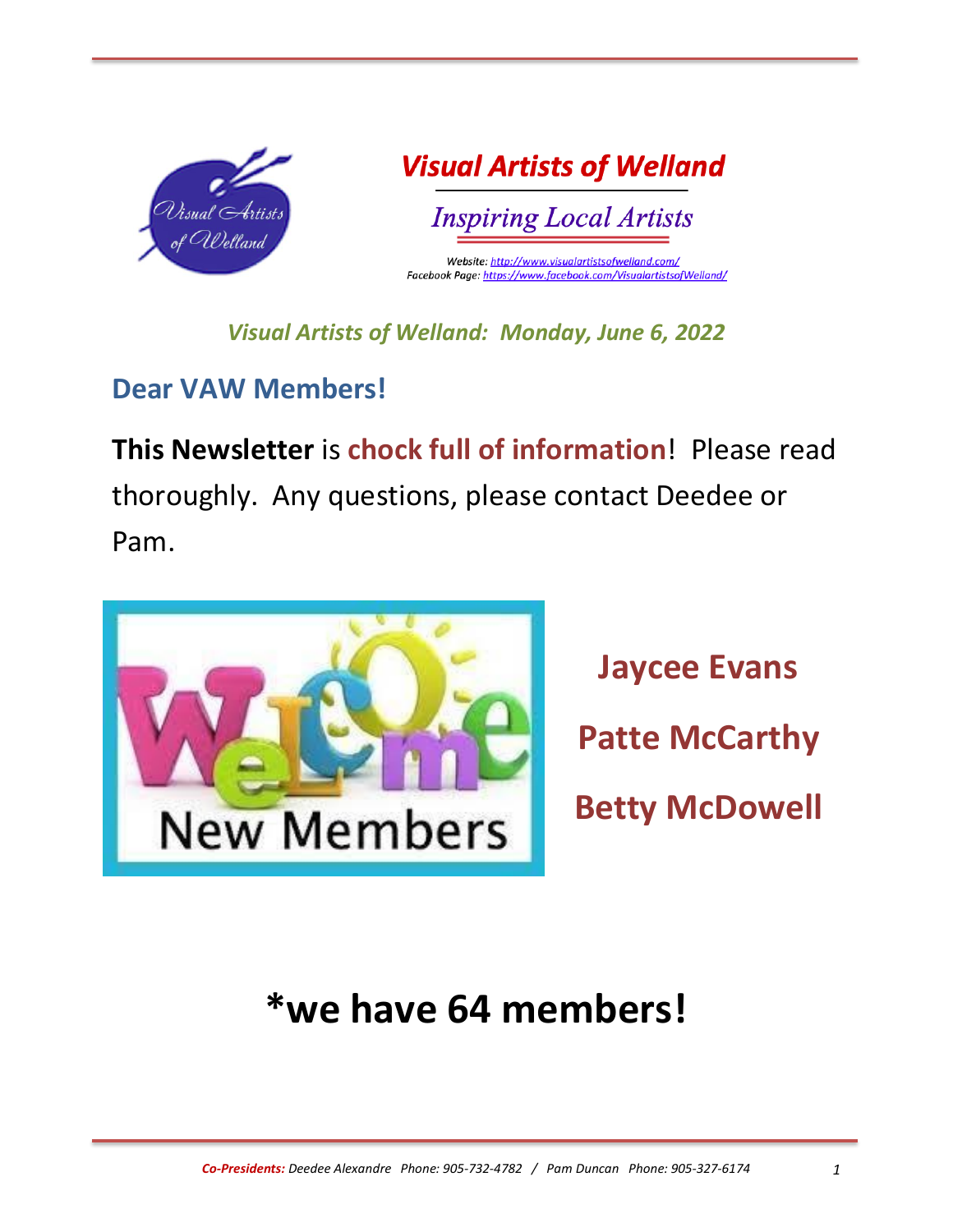# Visual Artists of Welland

## *Inspiring Local Artists*

*Website: http://www.visualartistsofwelland.com/*
*Facebook Page: https://www.facebook.com/VisualartistsofWelland/*

***Visual Artists of Welland: Monday, June 6, 2022***

## Dear VAW Members!

**This Newsletter** is **chock full of information**! Please read thoroughly. Any questions, please contact Deedee or Pam.

Welcome New Members

**Jaycee Evans**

**Patte McCarthy**

**Betty McDowell**

# *we have 64 members!

***Co-Presidents:*** *Deedee Alexandre Phone: 905-732-4782 / Pam Duncan Phone: 905-327-6174*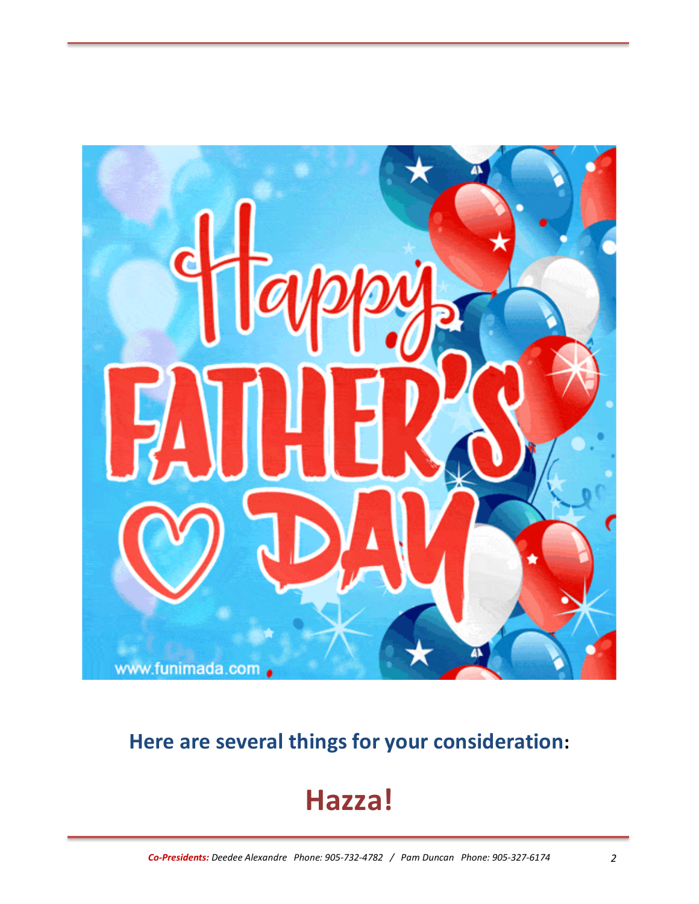**Here are several things for your consideration:**

## Hazza!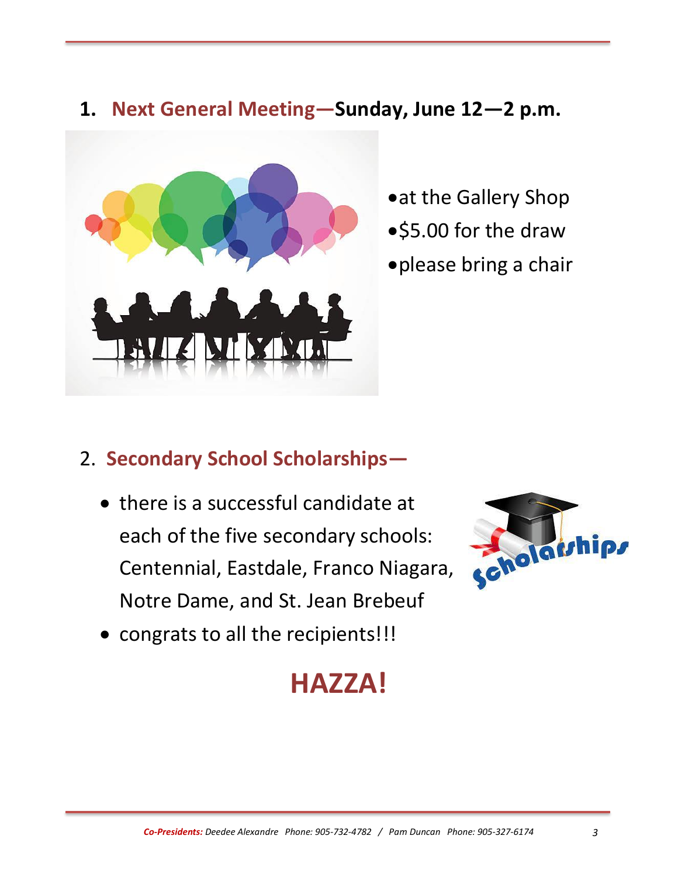## 1. Next General Meeting—Sunday, June 12—2 p.m.

- at the Gallery Shop
- $5.00 for the draw
- please bring a chair

## 2. Secondary School Scholarships—

- there is a successful candidate at each of the five secondary schools: Centennial, Eastdale, Franco Niagara, Notre Dame, and St. Jean Brebeuf
- congrats to all the recipients!!!

**HAZZA!**

*Co-Presidents: Deedee Alexandre Phone: 905-732-4782 / Pam Duncan Phone: 905-327-6174*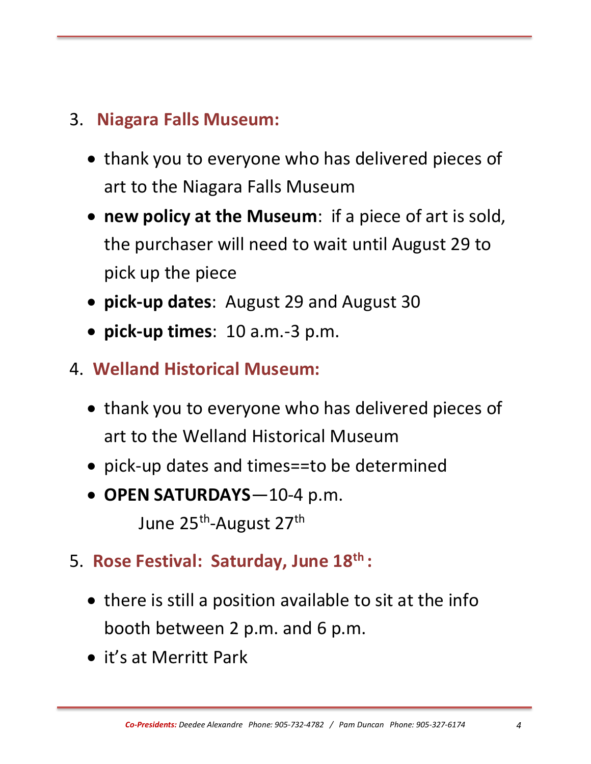3. **Niagara Falls Museum:**

    - thank you to everyone who has delivered pieces of art to the Niagara Falls Museum
    - **new policy at the Museum**: if a piece of art is sold, the purchaser will need to wait until August 29 to pick up the piece
    - **pick-up dates**: August 29 and August 30
    - **pick-up times**: 10 a.m.-3 p.m.

4. **Welland Historical Museum:**

    - thank you to everyone who has delivered pieces of art to the Welland Historical Museum
    - pick-up dates and times==to be determined
    - **OPEN SATURDAYS**—10-4 p.m.
      June 25th-August 27th

5. **Rose Festival: Saturday, June 18th :**

    - there is still a position available to sit at the info booth between 2 p.m. and 6 p.m.
    - it's at Merritt Park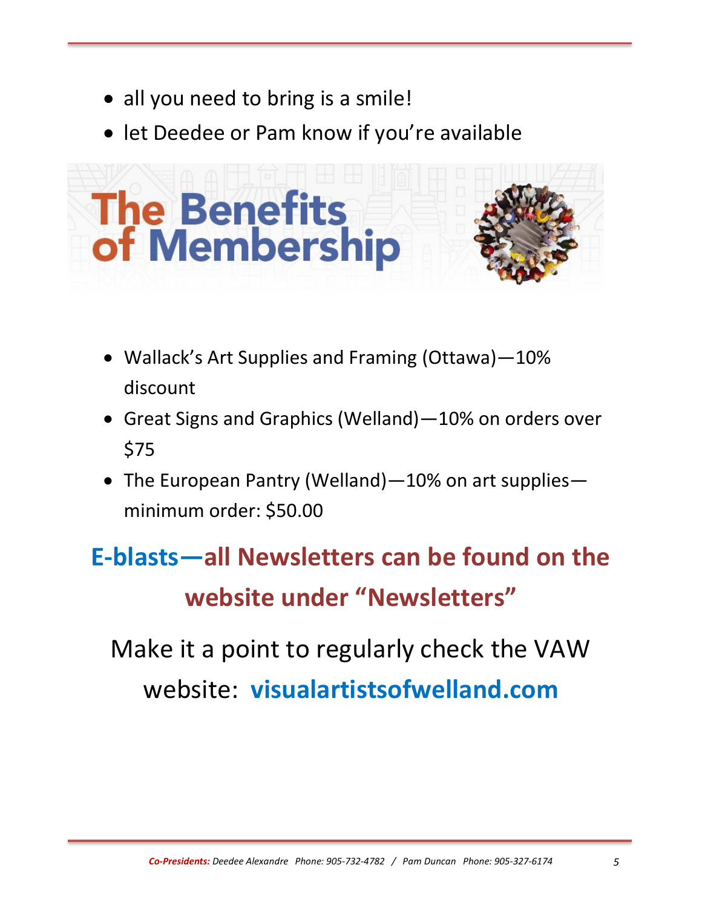- all you need to bring is a smile!
- let Deedee or Pam know if you're available

## The Benefits of Membership

- Wallack's Art Supplies and Framing (Ottawa)—10% discount
- Great Signs and Graphics (Welland)—10% on orders over $75
- The European Pantry (Welland)—10% on art supplies—minimum order: $50.00

## E-blasts—all Newsletters can be found on the website under "Newsletters"

Make it a point to regularly check the VAW website: **visualartistsofwelland.com**

***Co-Presidents:*** *Deedee Alexandre Phone: 905-732-4782 / Pam Duncan Phone: 905-327-6174*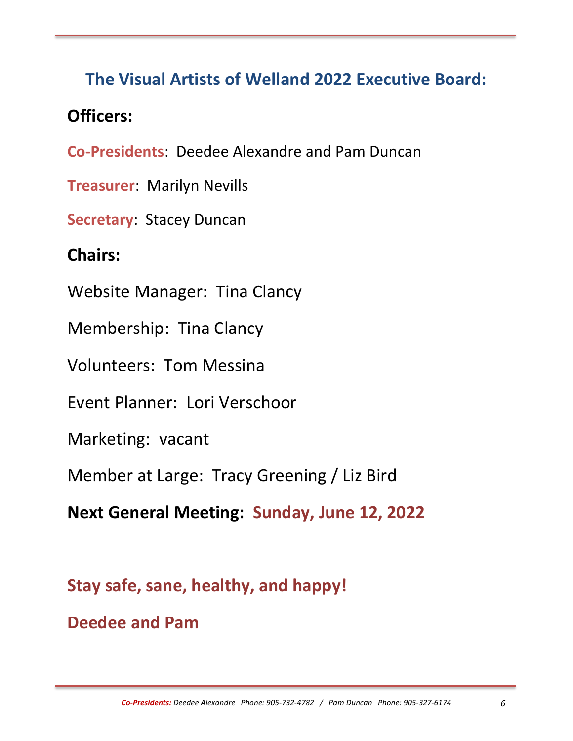## The Visual Artists of Welland 2022 Executive Board:

**Officers:**

**Co-Presidents**: Deedee Alexandre and Pam Duncan

**Treasurer**: Marilyn Nevills

**Secretary**: Stacey Duncan

**Chairs:**

Website Manager: Tina Clancy

Membership: Tina Clancy

Volunteers: Tom Messina

Event Planner: Lori Verschoor

Marketing: vacant

Member at Large: Tracy Greening / Liz Bird

**Next General Meeting: Sunday, June 12, 2022**

**Stay safe, sane, healthy, and happy!**

**Deedee and Pam**